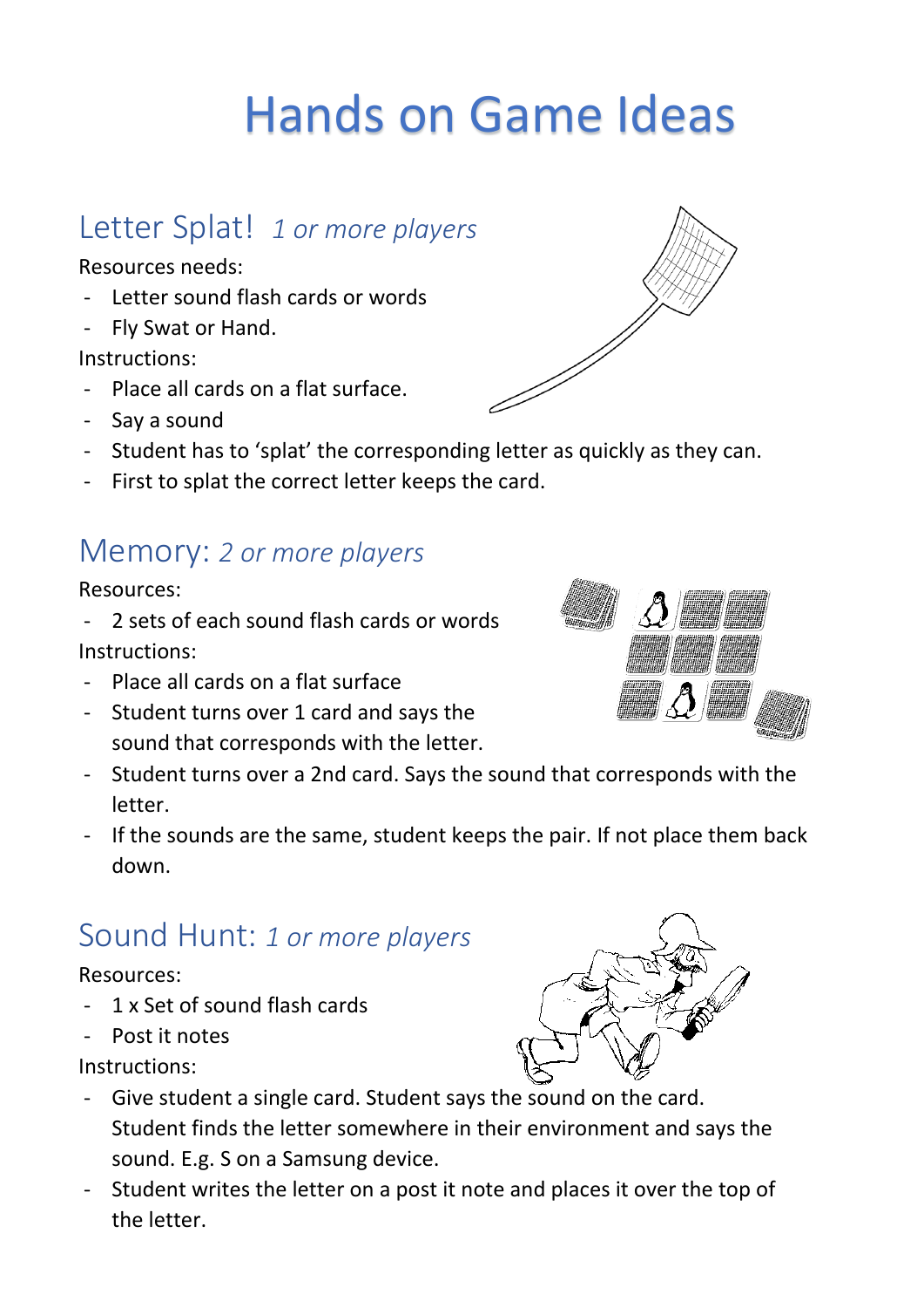# Hands on Game Ideas

## Letter Splat! *1 or more players*

Resources needs:

- Letter sound flash cards or words
- Fly Swat or Hand.

Instructions:

- Place all cards on a flat surface.
- Say a sound
- Student has to 'splat' the corresponding letter as quickly as they can.
- First to splat the correct letter keeps the card.

## Memory: *2 or more players*

Resources:

- 2 sets of each sound flash cards or words

Instructions:

- Place all cards on a flat surface
- Student turns over 1 card and says the sound that corresponds with the letter.
- Student turns over a 2nd card. Says the sound that corresponds with the letter.
- If the sounds are the same, student keeps the pair. If not place them back down.

## Sound Hunt: *1 or more players*

Resources:

- 1 x Set of sound flash cards
- Post it notes

Instructions:

- Give student a single card. Student says the sound on the card. Student finds the letter somewhere in their environment and says the sound. E.g. S on a Samsung device.
- Student writes the letter on a post it note and places it over the top of the letter.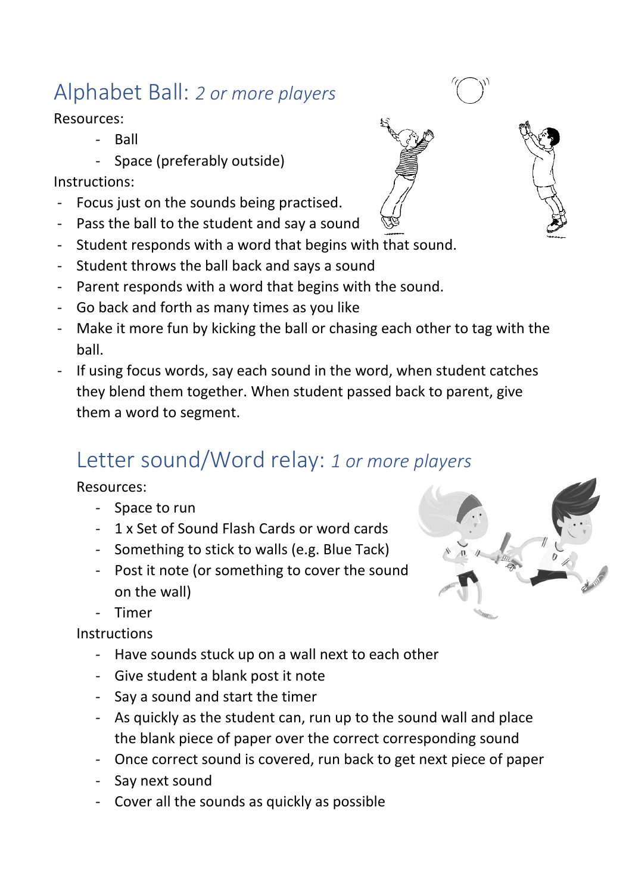## Alphabet Ball: *2 or more players*

Resources:

- Ball
- Space (preferably outside)

Instructions:

- Focus just on the sounds being practised.
- Pass the ball to the student and say a sound
- Student responds with a word that begins with that sound.
- Student throws the ball back and says a sound
- Parent responds with a word that begins with the sound.
- Go back and forth as many times as you like
- Make it more fun by kicking the ball or chasing each other to tag with the ball.
- If using focus words, say each sound in the word, when student catches they blend them together. When student passed back to parent, give them a word to segment.

## Letter sound/Word relay: *1 or more players*

Resources:

- Space to run
- 1 x Set of Sound Flash Cards or word cards
- Something to stick to walls (e.g. Blue Tack)
- Post it note (or something to cover the sound on the wall)
- Timer

Instructions

- Have sounds stuck up on a wall next to each other
- Give student a blank post it note
- Say a sound and start the timer
- As quickly as the student can, run up to the sound wall and place the blank piece of paper over the correct corresponding sound
- Once correct sound is covered, run back to get next piece of paper
- Say next sound
- Cover all the sounds as quickly as possible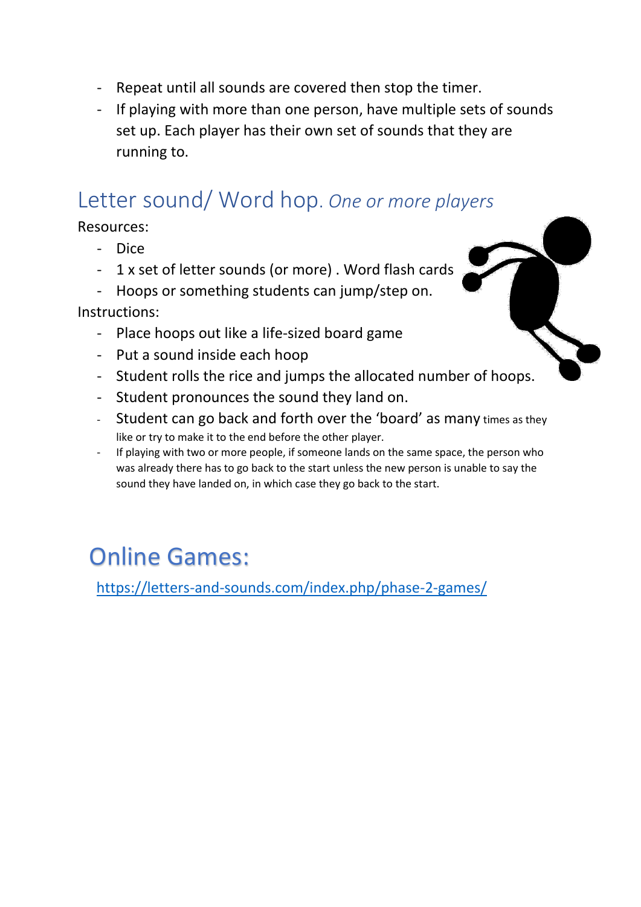- Repeat until all sounds are covered then stop the timer.
- If playing with more than one person, have multiple sets of sounds set up. Each player has their own set of sounds that they are running to.

## Letter sound/ Word hop. *One or more players*

Resources:

- Dice
- 1 x set of letter sounds (or more) . Word flash cards
- Hoops or something students can jump/step on.

Instructions:

- Place hoops out like a life-sized board game
- Put a sound inside each hoop
- Student rolls the rice and jumps the allocated number of hoops.
- Student pronounces the sound they land on.
- Student can go back and forth over the 'board' as many times as they like or try to make it to the end before the other player.
- If playing with two or more people, if someone lands on the same space, the person who was already there has to go back to the start unless the new person is unable to say the sound they have landed on, in which case they go back to the start.

# Online Games:

https://letters-and-sounds.com/index.php/phase-2-games/